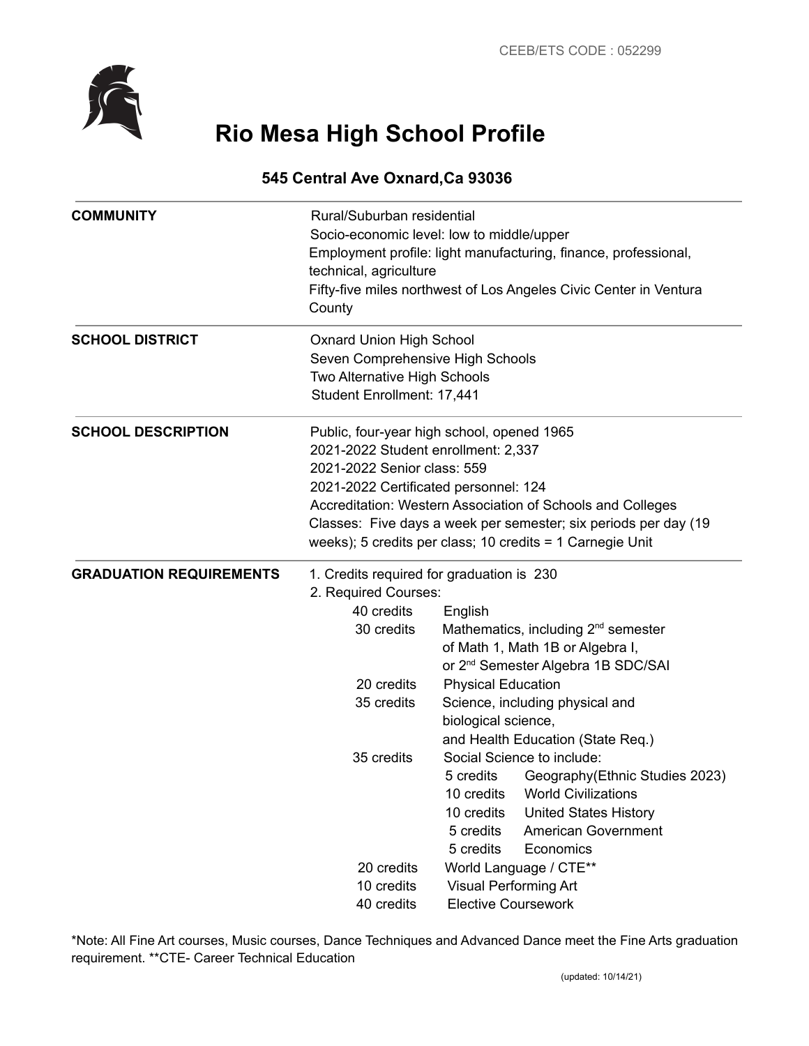CEEB/ETS CODE : 052299

# Rio Mesa High School Profile

## 545 Central Ave Oxnard,Ca 93036

**COMMUNITY**

Rural/Suburban residential
Socio-economic level: low to middle/upper
Employment profile: light manufacturing, finance, professional, technical, agriculture
Fifty-five miles northwest of Los Angeles Civic Center in Ventura County

**SCHOOL DISTRICT**

Oxnard Union High School
Seven Comprehensive High Schools
Two Alternative High Schools
Student Enrollment: 17,441

**SCHOOL DESCRIPTION**

Public, four-year high school, opened 1965
2021-2022 Student enrollment: 2,337
2021-2022 Senior class: 559
2021-2022 Certificated personnel: 124
Accreditation: Western Association of Schools and Colleges
Classes: Five days a week per semester; six periods per day (19 weeks); 5 credits per class; 10 credits = 1 Carnegie Unit

**GRADUATION REQUIREMENTS**

1. Credits required for graduation is 230
2. Required Courses:

| Credits | Course |
|---|---|
| 40 credits | English |
| 30 credits | Mathematics, including 2nd semester of Math 1, Math 1B or Algebra I, or 2nd Semester Algebra 1B SDC/SAI |
| 20 credits | Physical Education |
| 35 credits | Science, including physical and biological science, and Health Education (State Req.) |
| 35 credits | Social Science to include: |
| | 5 credits Geography(Ethnic Studies 2023) |
| | 10 credits World Civilizations |
| | 10 credits United States History |
| | 5 credits American Government |
| | 5 credits Economics |
| 20 credits | World Language / CTE** |
| 10 credits | Visual Performing Art |
| 40 credits | Elective Coursework |

*Note: All Fine Art courses, Music courses, Dance Techniques and Advanced Dance meet the Fine Arts graduation requirement. **CTE- Career Technical Education

(updated: 10/14/21)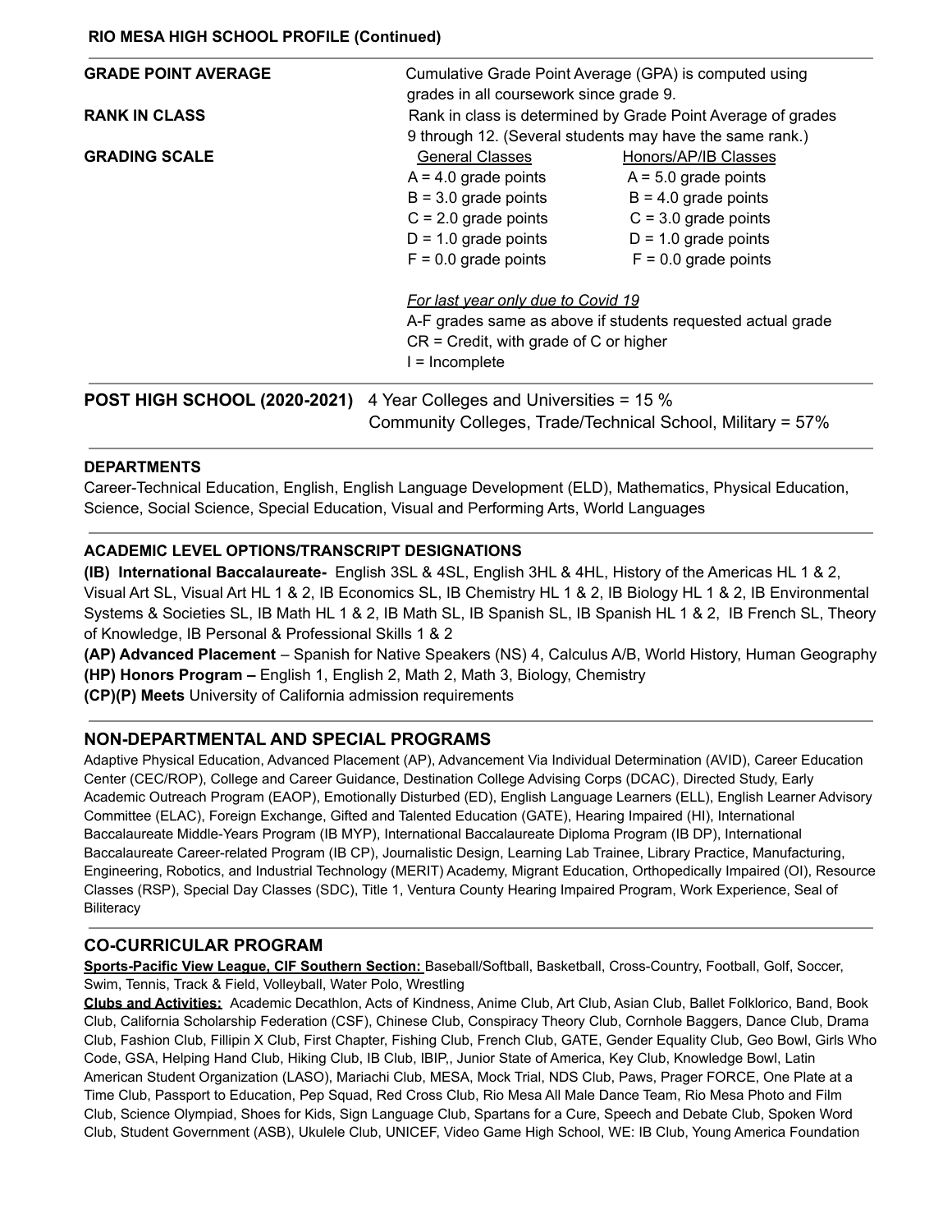**RIO MESA HIGH SCHOOL PROFILE (Continued)**

**GRADE POINT AVERAGE** — Cumulative Grade Point Average (GPA) is computed using grades in all coursework since grade 9.

**RANK IN CLASS** — Rank in class is determined by Grade Point Average of grades 9 through 12. (Several students may have the same rank.)

**GRADING SCALE**

| General Classes | Honors/AP/IB Classes |
|---|---|
| A = 4.0 grade points | A = 5.0 grade points |
| B = 3.0 grade points | B = 4.0 grade points |
| C = 2.0 grade points | C = 3.0 grade points |
| D = 1.0 grade points | D = 1.0 grade points |
| F = 0.0 grade points | F = 0.0 grade points |

*For last year only due to Covid 19*

A-F grades same as above if students requested actual grade
CR = Credit, with grade of C or higher
I = Incomplete

**POST HIGH SCHOOL (2020-2021)**
4 Year Colleges and Universities = 15 %
Community Colleges, Trade/Technical School, Military = 57%

**DEPARTMENTS**

Career-Technical Education, English, English Language Development (ELD), Mathematics, Physical Education, Science, Social Science, Special Education, Visual and Performing Arts, World Languages

**ACADEMIC LEVEL OPTIONS/TRANSCRIPT DESIGNATIONS**

**(IB) International Baccalaureate-** English 3SL & 4SL, English 3HL & 4HL, History of the Americas HL 1 & 2, Visual Art SL, Visual Art HL 1 & 2, IB Economics SL, IB Chemistry HL 1 & 2, IB Biology HL 1 & 2, IB Environmental Systems & Societies SL, IB Math HL 1 & 2, IB Math SL, IB Spanish SL, IB Spanish HL 1 & 2, IB French SL, Theory of Knowledge, IB Personal & Professional Skills 1 & 2
**(AP) Advanced Placement** – Spanish for Native Speakers (NS) 4, Calculus A/B, World History, Human Geography
**(HP) Honors Program –** English 1, English 2, Math 2, Math 3, Biology, Chemistry
**(CP)(P) Meets** University of California admission requirements

## NON-DEPARTMENTAL AND SPECIAL PROGRAMS

Adaptive Physical Education, Advanced Placement (AP), Advancement Via Individual Determination (AVID), Career Education Center (CEC/ROP), College and Career Guidance, Destination College Advising Corps (DCAC), Directed Study, Early Academic Outreach Program (EAOP), Emotionally Disturbed (ED), English Language Learners (ELL), English Learner Advisory Committee (ELAC), Foreign Exchange, Gifted and Talented Education (GATE), Hearing Impaired (HI), International Baccalaureate Middle-Years Program (IB MYP), International Baccalaureate Diploma Program (IB DP), International Baccalaureate Career-related Program (IB CP), Journalistic Design, Learning Lab Trainee, Library Practice, Manufacturing, Engineering, Robotics, and Industrial Technology (MERIT) Academy, Migrant Education, Orthopedically Impaired (OI), Resource Classes (RSP), Special Day Classes (SDC), Title 1, Ventura County Hearing Impaired Program, Work Experience, Seal of Biliteracy

## CO-CURRICULAR PROGRAM

**Sports-Pacific View League, CIF Southern Section:** Baseball/Softball, Basketball, Cross-Country, Football, Golf, Soccer, Swim, Tennis, Track & Field, Volleyball, Water Polo, Wrestling

**Clubs and Activities:** Academic Decathlon, Acts of Kindness, Anime Club, Art Club, Asian Club, Ballet Folklorico, Band, Book Club, California Scholarship Federation (CSF), Chinese Club, Conspiracy Theory Club, Cornhole Baggers, Dance Club, Drama Club, Fashion Club, Fillipin X Club, First Chapter, Fishing Club, French Club, GATE, Gender Equality Club, Geo Bowl, Girls Who Code, GSA, Helping Hand Club, Hiking Club, IB Club, IBIP,, Junior State of America, Key Club, Knowledge Bowl, Latin American Student Organization (LASO), Mariachi Club, MESA, Mock Trial, NDS Club, Paws, Prager FORCE, One Plate at a Time Club, Passport to Education, Pep Squad, Red Cross Club, Rio Mesa All Male Dance Team, Rio Mesa Photo and Film Club, Science Olympiad, Shoes for Kids, Sign Language Club, Spartans for a Cure, Speech and Debate Club, Spoken Word Club, Student Government (ASB), Ukulele Club, UNICEF, Video Game High School, WE: IB Club, Young America Foundation